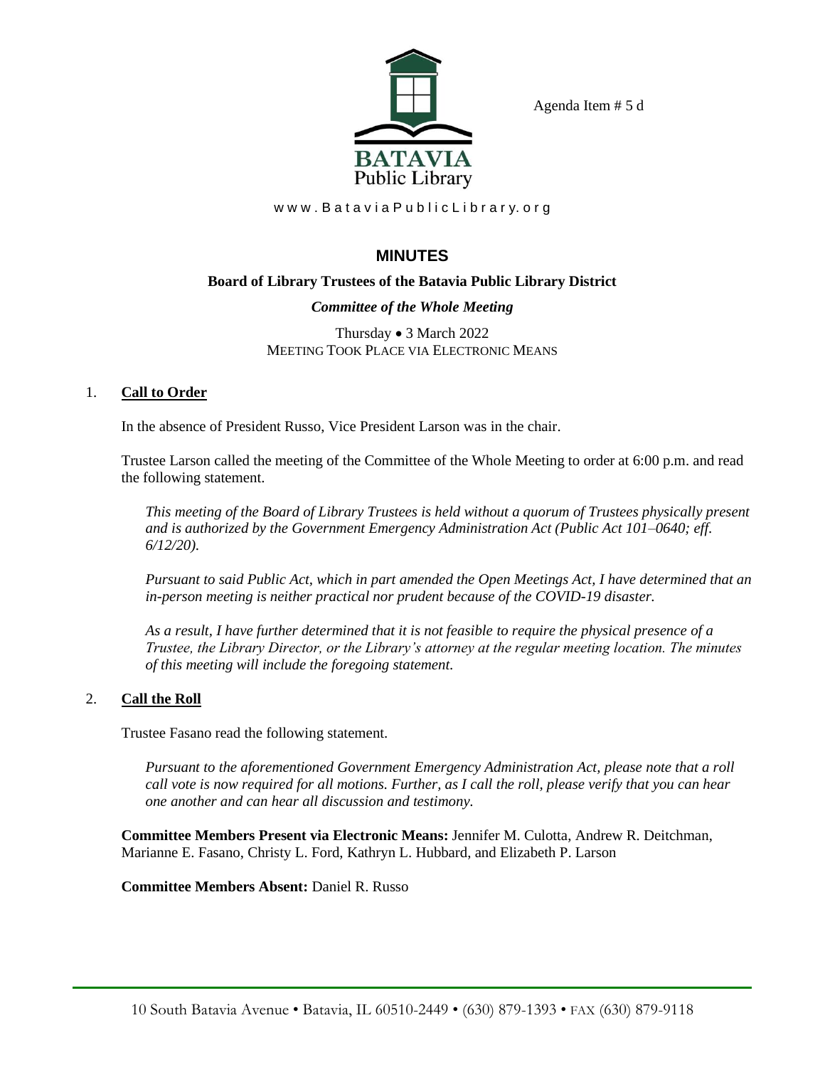Agenda Item # 5 d

BATAVIA
Public Library

www.BataviaPublicLibrary.org

# MINUTES

**Board of Library Trustees of the Batavia Public Library District**

***Committee of the Whole Meeting***

Thursday • 3 March 2022
MEETING TOOK PLACE VIA ELECTRONIC MEANS

## 1. Call to Order

In the absence of President Russo, Vice President Larson was in the chair.

Trustee Larson called the meeting of the Committee of the Whole Meeting to order at 6:00 p.m. and read the following statement.

*This meeting of the Board of Library Trustees is held without a quorum of Trustees physically present and is authorized by the Government Emergency Administration Act (Public Act 101–0640; eff. 6/12/20).*

*Pursuant to said Public Act, which in part amended the Open Meetings Act, I have determined that an in-person meeting is neither practical nor prudent because of the COVID-19 disaster.*

*As a result, I have further determined that it is not feasible to require the physical presence of a Trustee, the Library Director, or the Library's attorney at the regular meeting location. The minutes of this meeting will include the foregoing statement.*

## 2. Call the Roll

Trustee Fasano read the following statement.

*Pursuant to the aforementioned Government Emergency Administration Act, please note that a roll call vote is now required for all motions. Further, as I call the roll, please verify that you can hear one another and can hear all discussion and testimony.*

**Committee Members Present via Electronic Means:** Jennifer M. Culotta, Andrew R. Deitchman, Marianne E. Fasano, Christy L. Ford, Kathryn L. Hubbard, and Elizabeth P. Larson

**Committee Members Absent:** Daniel R. Russo

10 South Batavia Avenue • Batavia, IL 60510-2449 • (630) 879-1393 • FAX (630) 879-9118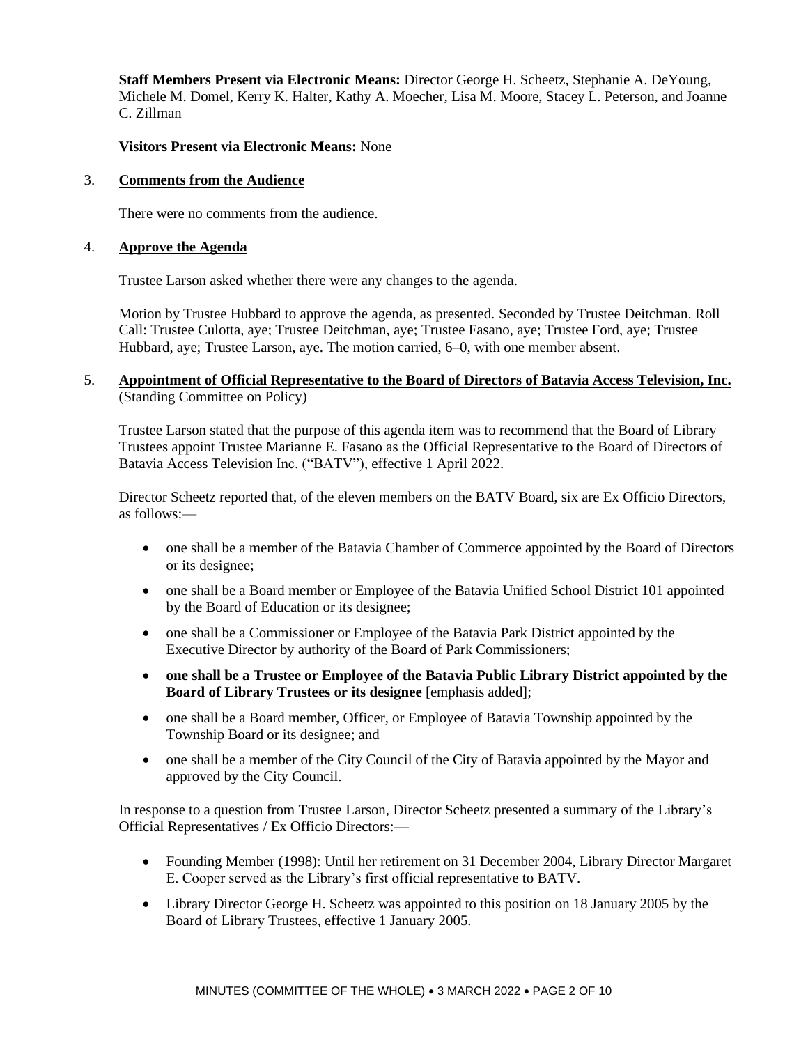**Staff Members Present via Electronic Means:** Director George H. Scheetz, Stephanie A. DeYoung, Michele M. Domel, Kerry K. Halter, Kathy A. Moecher, Lisa M. Moore, Stacey L. Peterson, and Joanne C. Zillman

**Visitors Present via Electronic Means:** None

3. **Comments from the Audience**

There were no comments from the audience.

4. **Approve the Agenda**

Trustee Larson asked whether there were any changes to the agenda.

Motion by Trustee Hubbard to approve the agenda, as presented. Seconded by Trustee Deitchman. Roll Call: Trustee Culotta, aye; Trustee Deitchman, aye; Trustee Fasano, aye; Trustee Ford, aye; Trustee Hubbard, aye; Trustee Larson, aye. The motion carried, 6–0, with one member absent.

5. **Appointment of Official Representative to the Board of Directors of Batavia Access Television, Inc.** (Standing Committee on Policy)

Trustee Larson stated that the purpose of this agenda item was to recommend that the Board of Library Trustees appoint Trustee Marianne E. Fasano as the Official Representative to the Board of Directors of Batavia Access Television Inc. ("BATV"), effective 1 April 2022.

Director Scheetz reported that, of the eleven members on the BATV Board, six are Ex Officio Directors, as follows:—

- one shall be a member of the Batavia Chamber of Commerce appointed by the Board of Directors or its designee;
- one shall be a Board member or Employee of the Batavia Unified School District 101 appointed by the Board of Education or its designee;
- one shall be a Commissioner or Employee of the Batavia Park District appointed by the Executive Director by authority of the Board of Park Commissioners;
- **one shall be a Trustee or Employee of the Batavia Public Library District appointed by the Board of Library Trustees or its designee** [emphasis added];
- one shall be a Board member, Officer, or Employee of Batavia Township appointed by the Township Board or its designee; and
- one shall be a member of the City Council of the City of Batavia appointed by the Mayor and approved by the City Council.

In response to a question from Trustee Larson, Director Scheetz presented a summary of the Library's Official Representatives / Ex Officio Directors:—

- Founding Member (1998): Until her retirement on 31 December 2004, Library Director Margaret E. Cooper served as the Library's first official representative to BATV.
- Library Director George H. Scheetz was appointed to this position on 18 January 2005 by the Board of Library Trustees, effective 1 January 2005.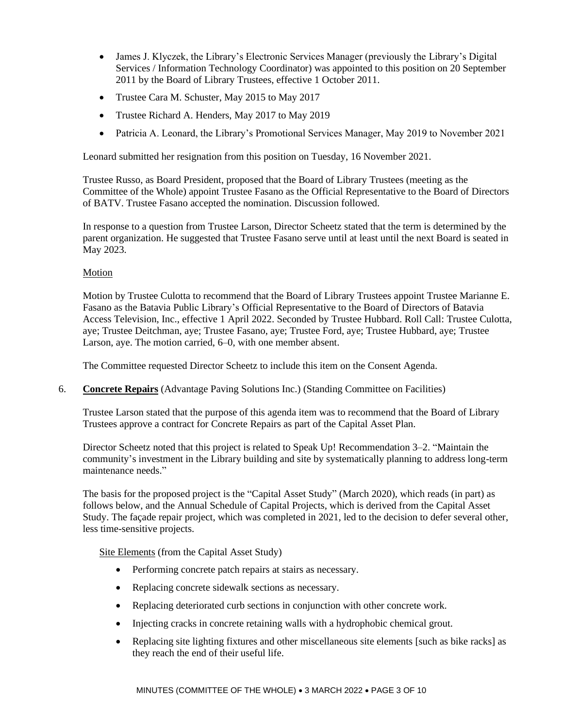- James J. Klyczek, the Library's Electronic Services Manager (previously the Library's Digital Services / Information Technology Coordinator) was appointed to this position on 20 September 2011 by the Board of Library Trustees, effective 1 October 2011.
- Trustee Cara M. Schuster, May 2015 to May 2017
- Trustee Richard A. Henders, May 2017 to May 2019
- Patricia A. Leonard, the Library's Promotional Services Manager, May 2019 to November 2021

Leonard submitted her resignation from this position on Tuesday, 16 November 2021.

Trustee Russo, as Board President, proposed that the Board of Library Trustees (meeting as the Committee of the Whole) appoint Trustee Fasano as the Official Representative to the Board of Directors of BATV. Trustee Fasano accepted the nomination. Discussion followed.

In response to a question from Trustee Larson, Director Scheetz stated that the term is determined by the parent organization. He suggested that Trustee Fasano serve until at least until the next Board is seated in May 2023.

Motion

Motion by Trustee Culotta to recommend that the Board of Library Trustees appoint Trustee Marianne E. Fasano as the Batavia Public Library's Official Representative to the Board of Directors of Batavia Access Television, Inc., effective 1 April 2022. Seconded by Trustee Hubbard. Roll Call: Trustee Culotta, aye; Trustee Deitchman, aye; Trustee Fasano, aye; Trustee Ford, aye; Trustee Hubbard, aye; Trustee Larson, aye. The motion carried, 6–0, with one member absent.

The Committee requested Director Scheetz to include this item on the Consent Agenda.

6. **Concrete Repairs** (Advantage Paving Solutions Inc.) (Standing Committee on Facilities)

Trustee Larson stated that the purpose of this agenda item was to recommend that the Board of Library Trustees approve a contract for Concrete Repairs as part of the Capital Asset Plan.

Director Scheetz noted that this project is related to Speak Up! Recommendation 3–2. "Maintain the community's investment in the Library building and site by systematically planning to address long-term maintenance needs."

The basis for the proposed project is the "Capital Asset Study" (March 2020), which reads (in part) as follows below, and the Annual Schedule of Capital Projects, which is derived from the Capital Asset Study. The façade repair project, which was completed in 2021, led to the decision to defer several other, less time-sensitive projects.

Site Elements (from the Capital Asset Study)

- Performing concrete patch repairs at stairs as necessary.
- Replacing concrete sidewalk sections as necessary.
- Replacing deteriorated curb sections in conjunction with other concrete work.
- Injecting cracks in concrete retaining walls with a hydrophobic chemical grout.
- Replacing site lighting fixtures and other miscellaneous site elements [such as bike racks] as they reach the end of their useful life.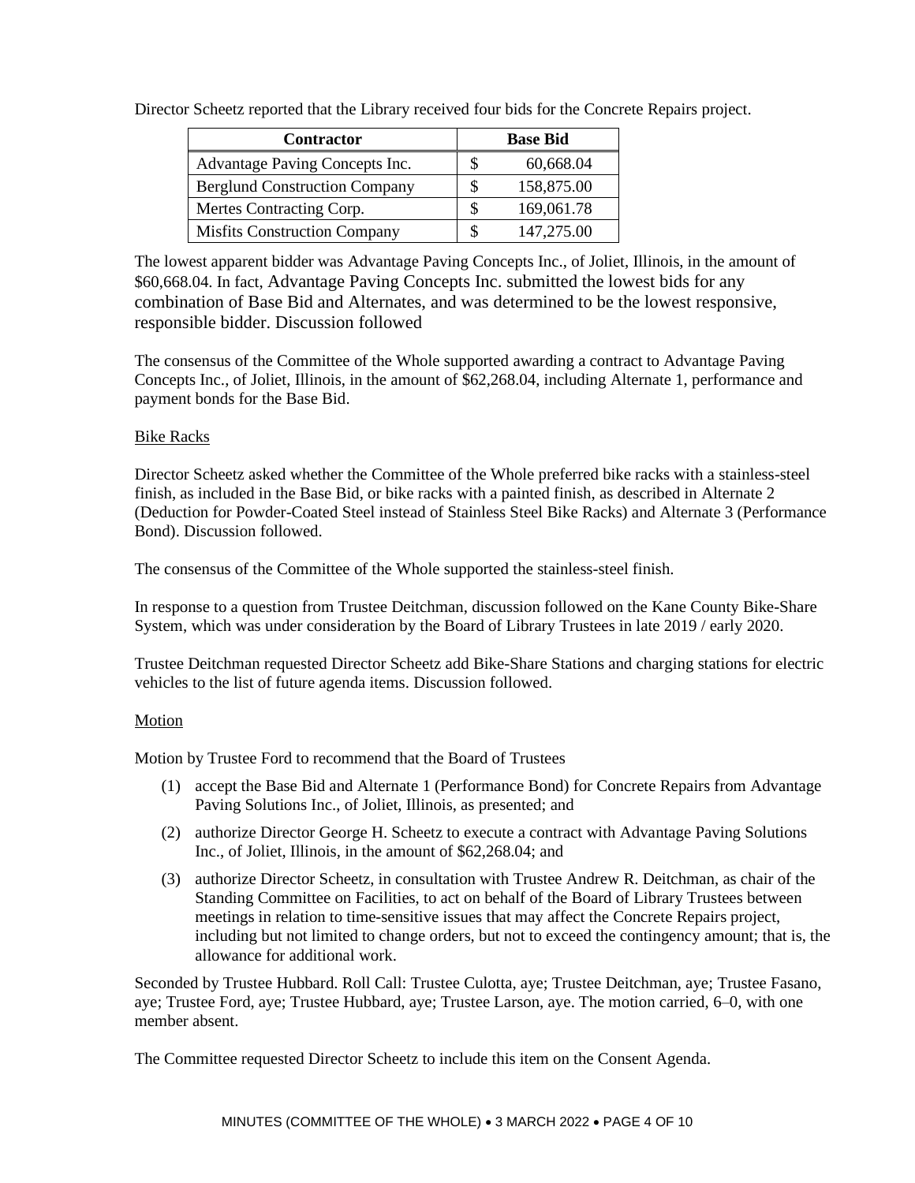Director Scheetz reported that the Library received four bids for the Concrete Repairs project.

| Contractor | Base Bid |
|---|---|
| Advantage Paving Concepts Inc. | $ 60,668.04 |
| Berglund Construction Company | $ 158,875.00 |
| Mertes Contracting Corp. | $ 169,061.78 |
| Misfits Construction Company | $ 147,275.00 |

The lowest apparent bidder was Advantage Paving Concepts Inc., of Joliet, Illinois, in the amount of $60,668.04. In fact, Advantage Paving Concepts Inc. submitted the lowest bids for any combination of Base Bid and Alternates, and was determined to be the lowest responsive, responsible bidder. Discussion followed

The consensus of the Committee of the Whole supported awarding a contract to Advantage Paving Concepts Inc., of Joliet, Illinois, in the amount of $62,268.04, including Alternate 1, performance and payment bonds for the Base Bid.

Bike Racks

Director Scheetz asked whether the Committee of the Whole preferred bike racks with a stainless-steel finish, as included in the Base Bid, or bike racks with a painted finish, as described in Alternate 2 (Deduction for Powder-Coated Steel instead of Stainless Steel Bike Racks) and Alternate 3 (Performance Bond). Discussion followed.

The consensus of the Committee of the Whole supported the stainless-steel finish.

In response to a question from Trustee Deitchman, discussion followed on the Kane County Bike-Share System, which was under consideration by the Board of Library Trustees in late 2019 / early 2020.

Trustee Deitchman requested Director Scheetz add Bike-Share Stations and charging stations for electric vehicles to the list of future agenda items. Discussion followed.

Motion

Motion by Trustee Ford to recommend that the Board of Trustees

(1) accept the Base Bid and Alternate 1 (Performance Bond) for Concrete Repairs from Advantage Paving Solutions Inc., of Joliet, Illinois, as presented; and

(2) authorize Director George H. Scheetz to execute a contract with Advantage Paving Solutions Inc., of Joliet, Illinois, in the amount of $62,268.04; and

(3) authorize Director Scheetz, in consultation with Trustee Andrew R. Deitchman, as chair of the Standing Committee on Facilities, to act on behalf of the Board of Library Trustees between meetings in relation to time-sensitive issues that may affect the Concrete Repairs project, including but not limited to change orders, but not to exceed the contingency amount; that is, the allowance for additional work.

Seconded by Trustee Hubbard. Roll Call: Trustee Culotta, aye; Trustee Deitchman, aye; Trustee Fasano, aye; Trustee Ford, aye; Trustee Hubbard, aye; Trustee Larson, aye. The motion carried, 6–0, with one member absent.

The Committee requested Director Scheetz to include this item on the Consent Agenda.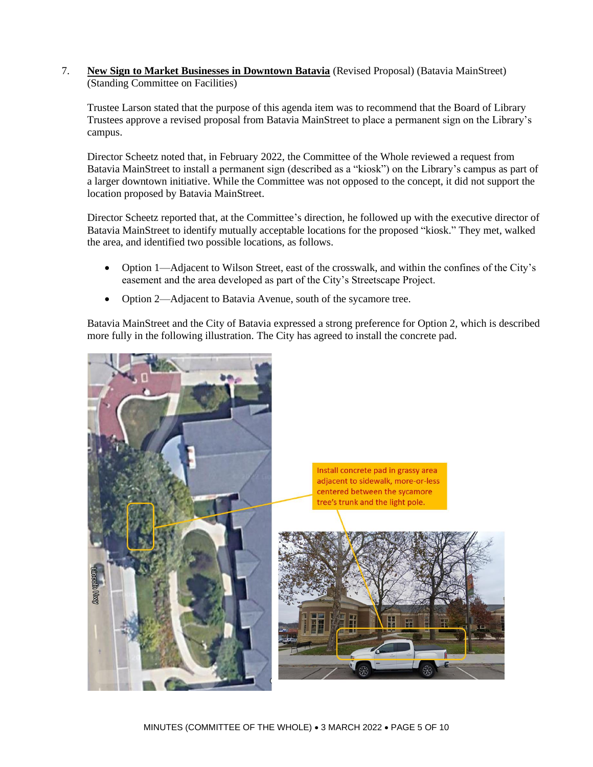7. **<u>New Sign to Market Businesses in Downtown Batavia</u>** (Revised Proposal) (Batavia MainStreet) (Standing Committee on Facilities)

Trustee Larson stated that the purpose of this agenda item was to recommend that the Board of Library Trustees approve a revised proposal from Batavia MainStreet to place a permanent sign on the Library's campus.

Director Scheetz noted that, in February 2022, the Committee of the Whole reviewed a request from Batavia MainStreet to install a permanent sign (described as a "kiosk") on the Library's campus as part of a larger downtown initiative. While the Committee was not opposed to the concept, it did not support the location proposed by Batavia MainStreet.

Director Scheetz reported that, at the Committee's direction, he followed up with the executive director of Batavia MainStreet to identify mutually acceptable locations for the proposed "kiosk." They met, walked the area, and identified two possible locations, as follows.

- Option 1—Adjacent to Wilson Street, east of the crosswalk, and within the confines of the City's easement and the area developed as part of the City's Streetscape Project.
- Option 2—Adjacent to Batavia Avenue, south of the sycamore tree.

Batavia MainStreet and the City of Batavia expressed a strong preference for Option 2, which is described more fully in the following illustration. The City has agreed to install the concrete pad.

Install concrete pad in grassy area adjacent to sidewalk, more-or-less centered between the sycamore tree's trunk and the light pole.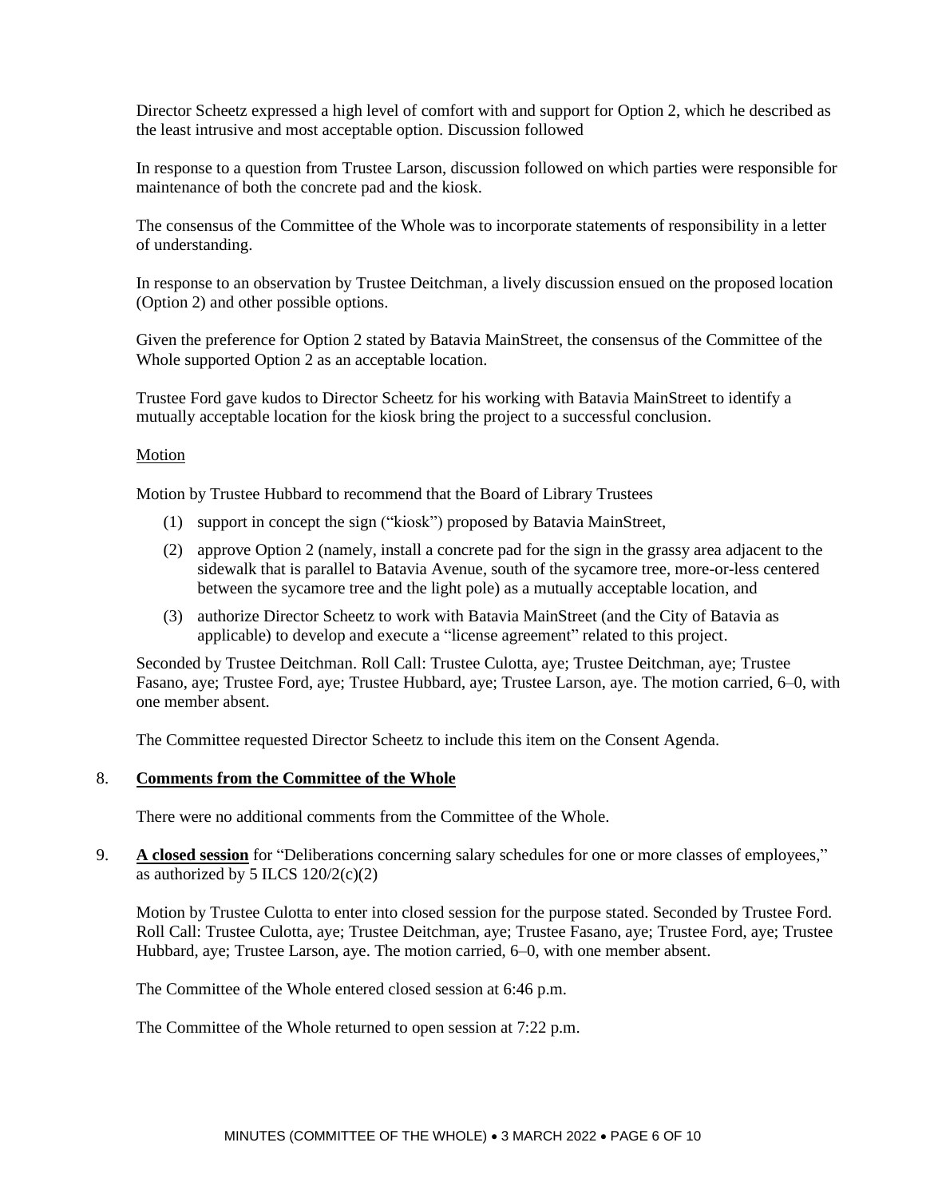Director Scheetz expressed a high level of comfort with and support for Option 2, which he described as the least intrusive and most acceptable option. Discussion followed

In response to a question from Trustee Larson, discussion followed on which parties were responsible for maintenance of both the concrete pad and the kiosk.

The consensus of the Committee of the Whole was to incorporate statements of responsibility in a letter of understanding.

In response to an observation by Trustee Deitchman, a lively discussion ensued on the proposed location (Option 2) and other possible options.

Given the preference for Option 2 stated by Batavia MainStreet, the consensus of the Committee of the Whole supported Option 2 as an acceptable location.

Trustee Ford gave kudos to Director Scheetz for his working with Batavia MainStreet to identify a mutually acceptable location for the kiosk bring the project to a successful conclusion.

Motion

Motion by Trustee Hubbard to recommend that the Board of Library Trustees

(1) support in concept the sign ("kiosk") proposed by Batavia MainStreet,

(2) approve Option 2 (namely, install a concrete pad for the sign in the grassy area adjacent to the sidewalk that is parallel to Batavia Avenue, south of the sycamore tree, more-or-less centered between the sycamore tree and the light pole) as a mutually acceptable location, and

(3) authorize Director Scheetz to work with Batavia MainStreet (and the City of Batavia as applicable) to develop and execute a "license agreement" related to this project.

Seconded by Trustee Deitchman. Roll Call: Trustee Culotta, aye; Trustee Deitchman, aye; Trustee Fasano, aye; Trustee Ford, aye; Trustee Hubbard, aye; Trustee Larson, aye. The motion carried, 6–0, with one member absent.

The Committee requested Director Scheetz to include this item on the Consent Agenda.

8. **Comments from the Committee of the Whole**

There were no additional comments from the Committee of the Whole.

9. **A closed session** for "Deliberations concerning salary schedules for one or more classes of employees," as authorized by 5 ILCS 120/2(c)(2)

Motion by Trustee Culotta to enter into closed session for the purpose stated. Seconded by Trustee Ford. Roll Call: Trustee Culotta, aye; Trustee Deitchman, aye; Trustee Fasano, aye; Trustee Ford, aye; Trustee Hubbard, aye; Trustee Larson, aye. The motion carried, 6–0, with one member absent.

The Committee of the Whole entered closed session at 6:46 p.m.

The Committee of the Whole returned to open session at 7:22 p.m.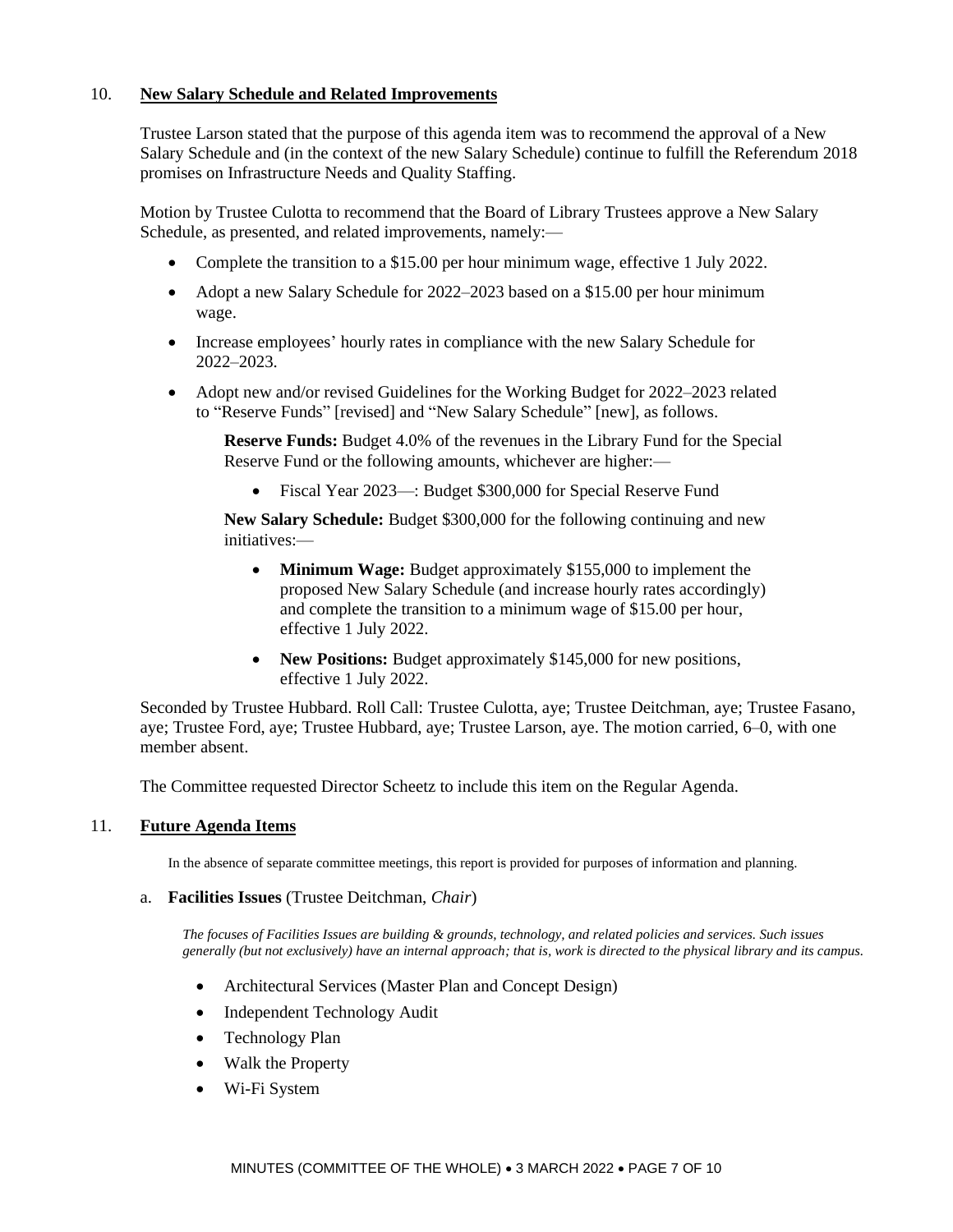## 10. **New Salary Schedule and Related Improvements**

Trustee Larson stated that the purpose of this agenda item was to recommend the approval of a New Salary Schedule and (in the context of the new Salary Schedule) continue to fulfill the Referendum 2018 promises on Infrastructure Needs and Quality Staffing.

Motion by Trustee Culotta to recommend that the Board of Library Trustees approve a New Salary Schedule, as presented, and related improvements, namely:—

- Complete the transition to a $15.00 per hour minimum wage, effective 1 July 2022.
- Adopt a new Salary Schedule for 2022–2023 based on a $15.00 per hour minimum wage.
- Increase employees' hourly rates in compliance with the new Salary Schedule for 2022–2023.
- Adopt new and/or revised Guidelines for the Working Budget for 2022–2023 related to "Reserve Funds" [revised] and "New Salary Schedule" [new], as follows.

  **Reserve Funds:** Budget 4.0% of the revenues in the Library Fund for the Special Reserve Fund or the following amounts, whichever are higher:—

  - Fiscal Year 2023—: Budget $300,000 for Special Reserve Fund

  **New Salary Schedule:** Budget $300,000 for the following continuing and new initiatives:—

  - **Minimum Wage:** Budget approximately $155,000 to implement the proposed New Salary Schedule (and increase hourly rates accordingly) and complete the transition to a minimum wage of $15.00 per hour, effective 1 July 2022.
  - **New Positions:** Budget approximately $145,000 for new positions, effective 1 July 2022.

Seconded by Trustee Hubbard. Roll Call: Trustee Culotta, aye; Trustee Deitchman, aye; Trustee Fasano, aye; Trustee Ford, aye; Trustee Hubbard, aye; Trustee Larson, aye. The motion carried, 6–0, with one member absent.

The Committee requested Director Scheetz to include this item on the Regular Agenda.

## 11. **Future Agenda Items**

In the absence of separate committee meetings, this report is provided for purposes of information and planning.

a. **Facilities Issues** (Trustee Deitchman, *Chair*)

*The focuses of Facilities Issues are building & grounds, technology, and related policies and services. Such issues generally (but not exclusively) have an internal approach; that is, work is directed to the physical library and its campus.*

- Architectural Services (Master Plan and Concept Design)
- Independent Technology Audit
- Technology Plan
- Walk the Property
- Wi-Fi System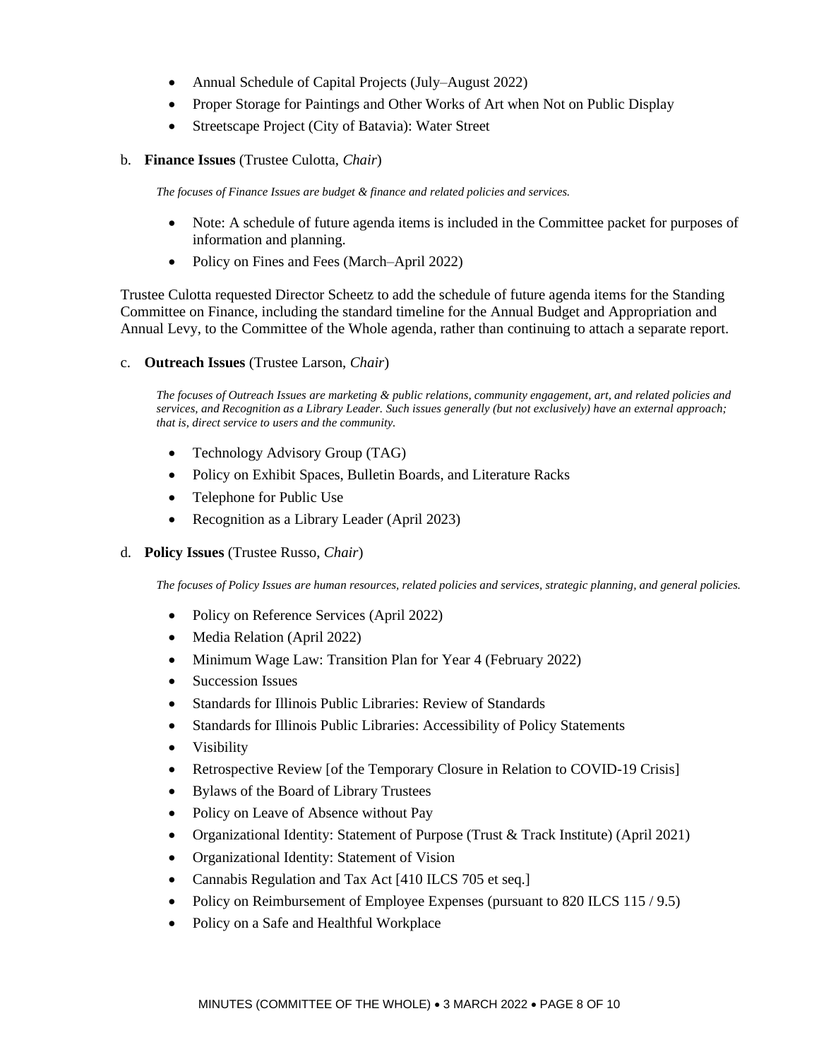- Annual Schedule of Capital Projects (July–August 2022)
- Proper Storage for Paintings and Other Works of Art when Not on Public Display
- Streetscape Project (City of Batavia): Water Street

b. **Finance Issues** (Trustee Culotta, *Chair*)

*The focuses of Finance Issues are budget & finance and related policies and services.*

- Note: A schedule of future agenda items is included in the Committee packet for purposes of information and planning.
- Policy on Fines and Fees (March–April 2022)

Trustee Culotta requested Director Scheetz to add the schedule of future agenda items for the Standing Committee on Finance, including the standard timeline for the Annual Budget and Appropriation and Annual Levy, to the Committee of the Whole agenda, rather than continuing to attach a separate report.

c. **Outreach Issues** (Trustee Larson, *Chair*)

*The focuses of Outreach Issues are marketing & public relations, community engagement, art, and related policies and services, and Recognition as a Library Leader. Such issues generally (but not exclusively) have an external approach; that is, direct service to users and the community.*

- Technology Advisory Group (TAG)
- Policy on Exhibit Spaces, Bulletin Boards, and Literature Racks
- Telephone for Public Use
- Recognition as a Library Leader (April 2023)

d. **Policy Issues** (Trustee Russo, *Chair*)

*The focuses of Policy Issues are human resources, related policies and services, strategic planning, and general policies.*

- Policy on Reference Services (April 2022)
- Media Relation (April 2022)
- Minimum Wage Law: Transition Plan for Year 4 (February 2022)
- Succession Issues
- Standards for Illinois Public Libraries: Review of Standards
- Standards for Illinois Public Libraries: Accessibility of Policy Statements
- Visibility
- Retrospective Review [of the Temporary Closure in Relation to COVID-19 Crisis]
- Bylaws of the Board of Library Trustees
- Policy on Leave of Absence without Pay
- Organizational Identity: Statement of Purpose (Trust & Track Institute) (April 2021)
- Organizational Identity: Statement of Vision
- Cannabis Regulation and Tax Act [410 ILCS 705 et seq.]
- Policy on Reimbursement of Employee Expenses (pursuant to 820 ILCS 115 / 9.5)
- Policy on a Safe and Healthful Workplace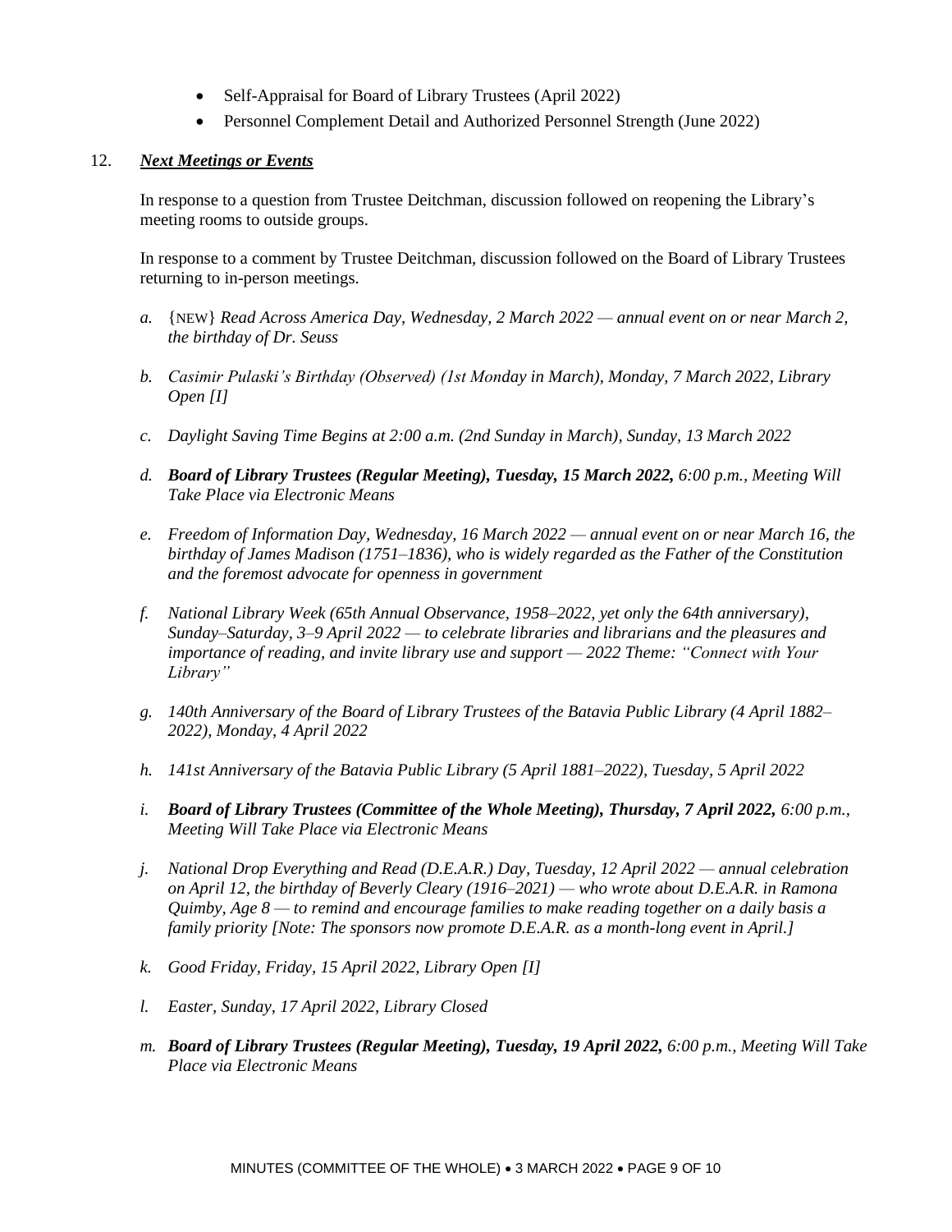- Self-Appraisal for Board of Library Trustees (April 2022)
- Personnel Complement Detail and Authorized Personnel Strength (June 2022)

12. ***Next Meetings or Events***

In response to a question from Trustee Deitchman, discussion followed on reopening the Library's meeting rooms to outside groups.

In response to a comment by Trustee Deitchman, discussion followed on the Board of Library Trustees returning to in-person meetings.

*a.* {NEW} *Read Across America Day, Wednesday, 2 March 2022 — annual event on or near March 2, the birthday of Dr. Seuss*

*b. Casimir Pulaski's Birthday (Observed) (1st Monday in March), Monday, 7 March 2022, Library Open [I]*

*c. Daylight Saving Time Begins at 2:00 a.m. (2nd Sunday in March), Sunday, 13 March 2022*

*d.* ***Board of Library Trustees (Regular Meeting), Tuesday, 15 March 2022,*** *6:00 p.m., Meeting Will Take Place via Electronic Means*

*e. Freedom of Information Day, Wednesday, 16 March 2022 — annual event on or near March 16, the birthday of James Madison (1751–1836), who is widely regarded as the Father of the Constitution and the foremost advocate for openness in government*

*f. National Library Week (65th Annual Observance, 1958–2022, yet only the 64th anniversary), Sunday–Saturday, 3–9 April 2022 — to celebrate libraries and librarians and the pleasures and importance of reading, and invite library use and support — 2022 Theme: "Connect with Your Library"*

*g. 140th Anniversary of the Board of Library Trustees of the Batavia Public Library (4 April 1882–2022), Monday, 4 April 2022*

*h. 141st Anniversary of the Batavia Public Library (5 April 1881–2022), Tuesday, 5 April 2022*

*i.* ***Board of Library Trustees (Committee of the Whole Meeting), Thursday, 7 April 2022,*** *6:00 p.m., Meeting Will Take Place via Electronic Means*

*j. National Drop Everything and Read (D.E.A.R.) Day, Tuesday, 12 April 2022 — annual celebration on April 12, the birthday of Beverly Cleary (1916–2021) — who wrote about D.E.A.R. in Ramona Quimby, Age 8 — to remind and encourage families to make reading together on a daily basis a family priority [Note: The sponsors now promote D.E.A.R. as a month-long event in April.]*

*k. Good Friday, Friday, 15 April 2022, Library Open [I]*

*l. Easter, Sunday, 17 April 2022, Library Closed*

*m.* ***Board of Library Trustees (Regular Meeting), Tuesday, 19 April 2022,*** *6:00 p.m., Meeting Will Take Place via Electronic Means*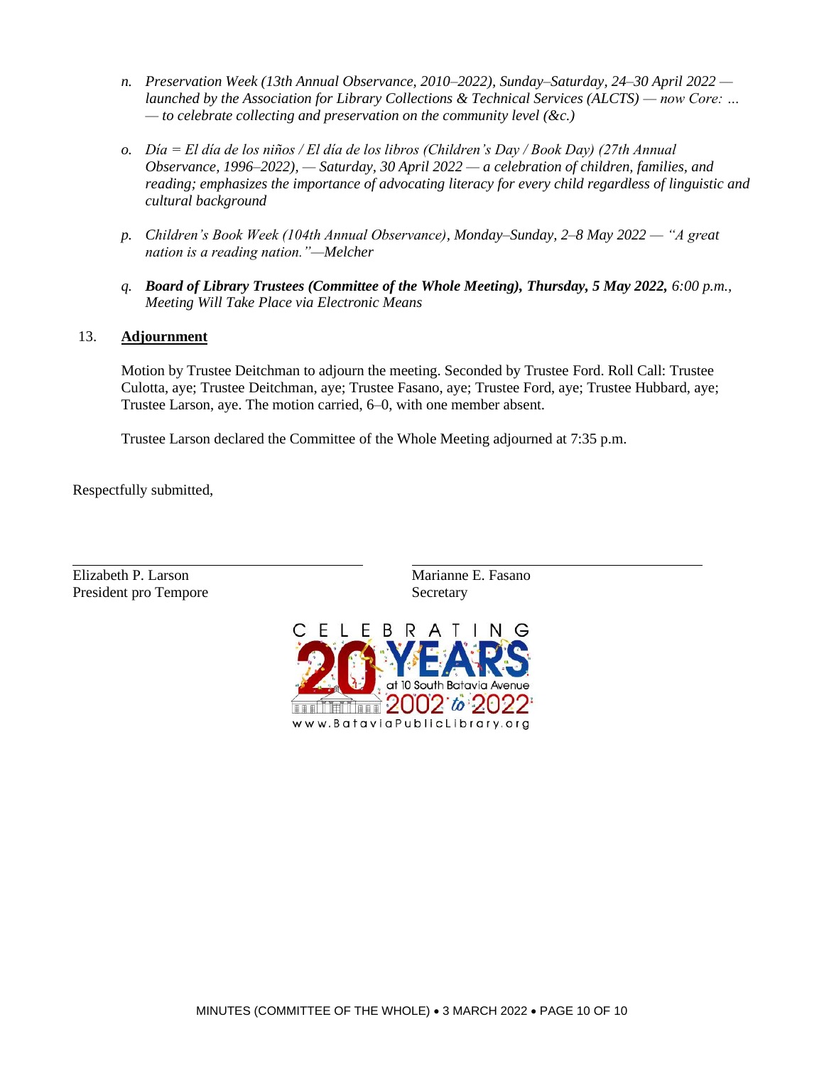n. *Preservation Week (13th Annual Observance, 2010–2022), Sunday–Saturday, 24–30 April 2022 — launched by the Association for Library Collections & Technical Services (ALCTS) — now Core: … — to celebrate collecting and preservation on the community level (&c.)*

o. *Día = El día de los niños / El día de los libros (Children's Day / Book Day) (27th Annual Observance, 1996–2022), — Saturday, 30 April 2022 — a celebration of children, families, and reading; emphasizes the importance of advocating literacy for every child regardless of linguistic and cultural background*

p. *Children's Book Week (104th Annual Observance), Monday–Sunday, 2–8 May 2022 — "A great nation is a reading nation."—Melcher*

q. ***Board of Library Trustees (Committee of the Whole Meeting), Thursday, 5 May 2022,** 6:00 p.m., Meeting Will Take Place via Electronic Means*

13. **Adjournment**

Motion by Trustee Deitchman to adjourn the meeting. Seconded by Trustee Ford. Roll Call: Trustee Culotta, aye; Trustee Deitchman, aye; Trustee Fasano, aye; Trustee Ford, aye; Trustee Hubbard, aye; Trustee Larson, aye. The motion carried, 6–0, with one member absent.

Trustee Larson declared the Committee of the Whole Meeting adjourned at 7:35 p.m.

Respectfully submitted,

Elizabeth P. Larson
President pro Tempore

Marianne E. Fasano
Secretary

CELEBRATING 20 YEARS at 10 South Batavia Avenue 2002 to 2022
www.BataviaPublicLibrary.org